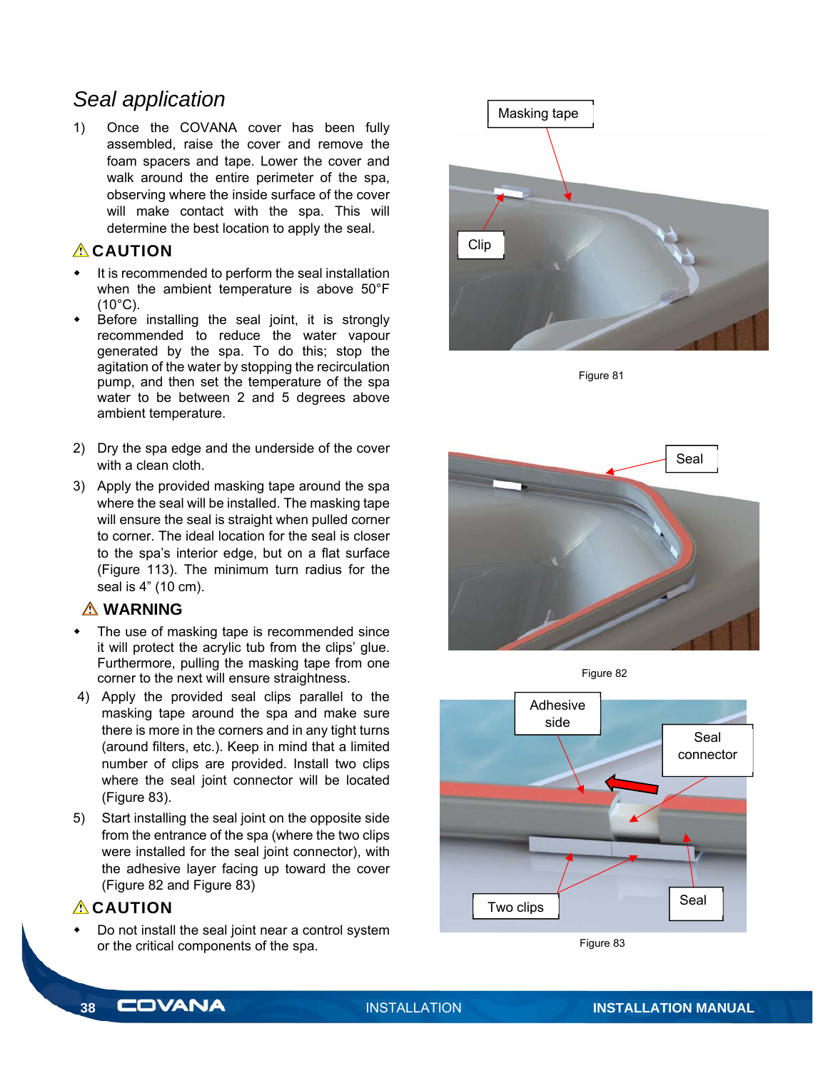## *Seal application*

1) Once the COVANA cover has been fully assembled, raise the cover and remove the foam spacers and tape. Lower the cover and walk around the entire perimeter of the spa, observing where the inside surface of the cover will make contact with the spa. This will determine the best location to apply the seal.

### ⚠ CAUTION

- It is recommended to perform the seal installation when the ambient temperature is above 50°F (10°C).
- Before installing the seal joint, it is strongly recommended to reduce the water vapour generated by the spa. To do this; stop the agitation of the water by stopping the recirculation pump, and then set the temperature of the spa water to be between 2 and 5 degrees above ambient temperature.

2) Dry the spa edge and the underside of the cover with a clean cloth.

3) Apply the provided masking tape around the spa where the seal will be installed. The masking tape will ensure the seal is straight when pulled corner to corner. The ideal location for the seal is closer to the spa's interior edge, but on a flat surface (Figure 113). The minimum turn radius for the seal is 4" (10 cm).

### ⚠ WARNING

- The use of masking tape is recommended since it will protect the acrylic tub from the clips' glue. Furthermore, pulling the masking tape from one corner to the next will ensure straightness.

4) Apply the provided seal clips parallel to the masking tape around the spa and make sure there is more in the corners and in any tight turns (around filters, etc.). Keep in mind that a limited number of clips are provided. Install two clips where the seal joint connector will be located (Figure 83).

5) Start installing the seal joint on the opposite side from the entrance of the spa (where the two clips were installed for the seal joint connector), with the adhesive layer facing up toward the cover (Figure 82 and Figure 83)

### ⚠ CAUTION

- Do not install the seal joint near a control system or the critical components of the spa.

Masking tape

Clip

Figure 81

Seal

Figure 82

Adhesive side

Seal connector

Two clips

Seal

Figure 83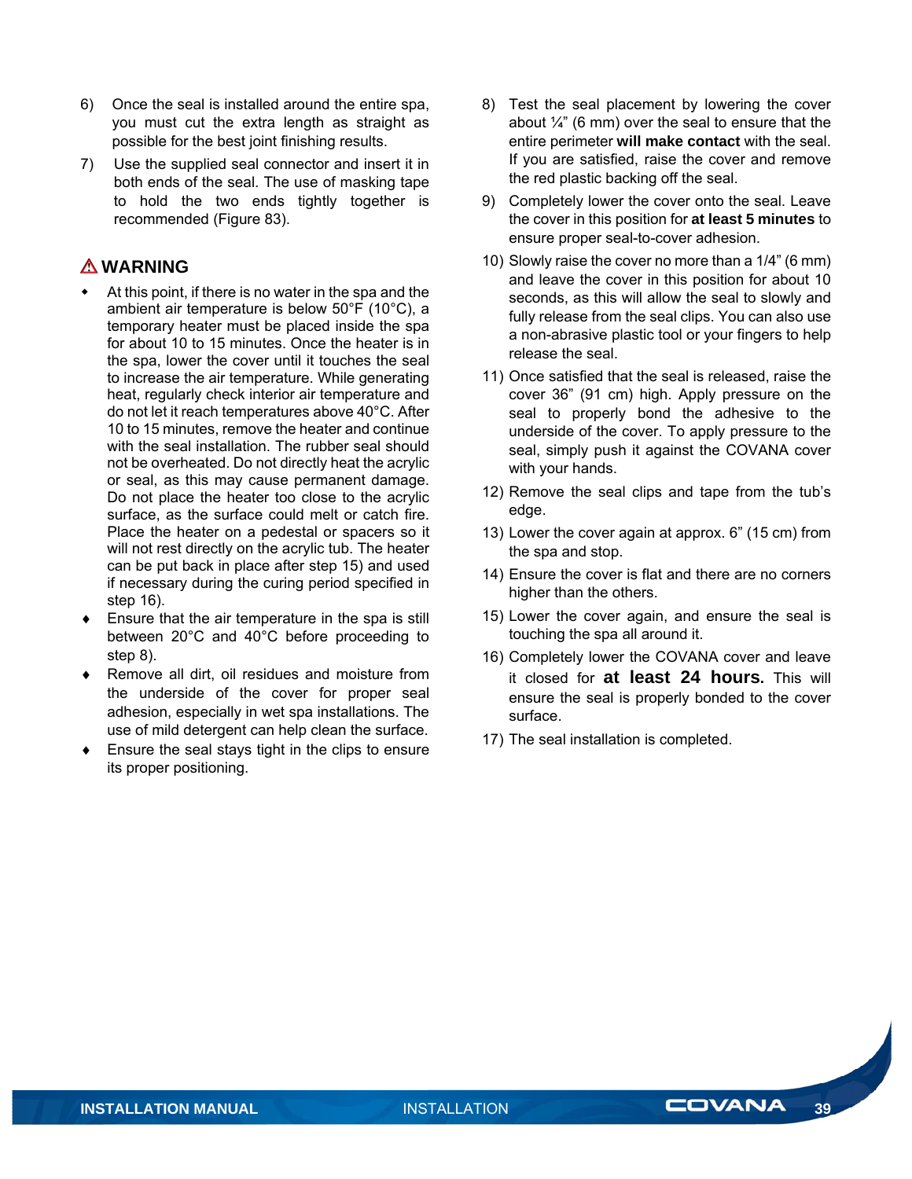6) Once the seal is installed around the entire spa, you must cut the extra length as straight as possible for the best joint finishing results.

7) Use the supplied seal connector and insert it in both ends of the seal. The use of masking tape to hold the two ends tightly together is recommended (Figure 83).

## ⚠ WARNING

- At this point, if there is no water in the spa and the ambient air temperature is below 50°F (10°C), a temporary heater must be placed inside the spa for about 10 to 15 minutes. Once the heater is in the spa, lower the cover until it touches the seal to increase the air temperature. While generating heat, regularly check interior air temperature and do not let it reach temperatures above 40°C. After 10 to 15 minutes, remove the heater and continue with the seal installation. The rubber seal should not be overheated. Do not directly heat the acrylic or seal, as this may cause permanent damage. Do not place the heater too close to the acrylic surface, as the surface could melt or catch fire. Place the heater on a pedestal or spacers so it will not rest directly on the acrylic tub. The heater can be put back in place after step 15) and used if necessary during the curing period specified in step 16).
- Ensure that the air temperature in the spa is still between 20°C and 40°C before proceeding to step 8).
- Remove all dirt, oil residues and moisture from the underside of the cover for proper seal adhesion, especially in wet spa installations. The use of mild detergent can help clean the surface.
- Ensure the seal stays tight in the clips to ensure its proper positioning.

8) Test the seal placement by lowering the cover about ¼" (6 mm) over the seal to ensure that the entire perimeter **will make contact** with the seal. If you are satisfied, raise the cover and remove the red plastic backing off the seal.

9) Completely lower the cover onto the seal. Leave the cover in this position for **at least 5 minutes** to ensure proper seal-to-cover adhesion.

10) Slowly raise the cover no more than a 1/4" (6 mm) and leave the cover in this position for about 10 seconds, as this will allow the seal to slowly and fully release from the seal clips. You can also use a non-abrasive plastic tool or your fingers to help release the seal.

11) Once satisfied that the seal is released, raise the cover 36" (91 cm) high. Apply pressure on the seal to properly bond the adhesive to the underside of the cover. To apply pressure to the seal, simply push it against the COVANA cover with your hands.

12) Remove the seal clips and tape from the tub's edge.

13) Lower the cover again at approx. 6" (15 cm) from the spa and stop.

14) Ensure the cover is flat and there are no corners higher than the others.

15) Lower the cover again, and ensure the seal is touching the spa all around it.

16) Completely lower the COVANA cover and leave it closed for **at least 24 hours.** This will ensure the seal is properly bonded to the cover surface.

17) The seal installation is completed.